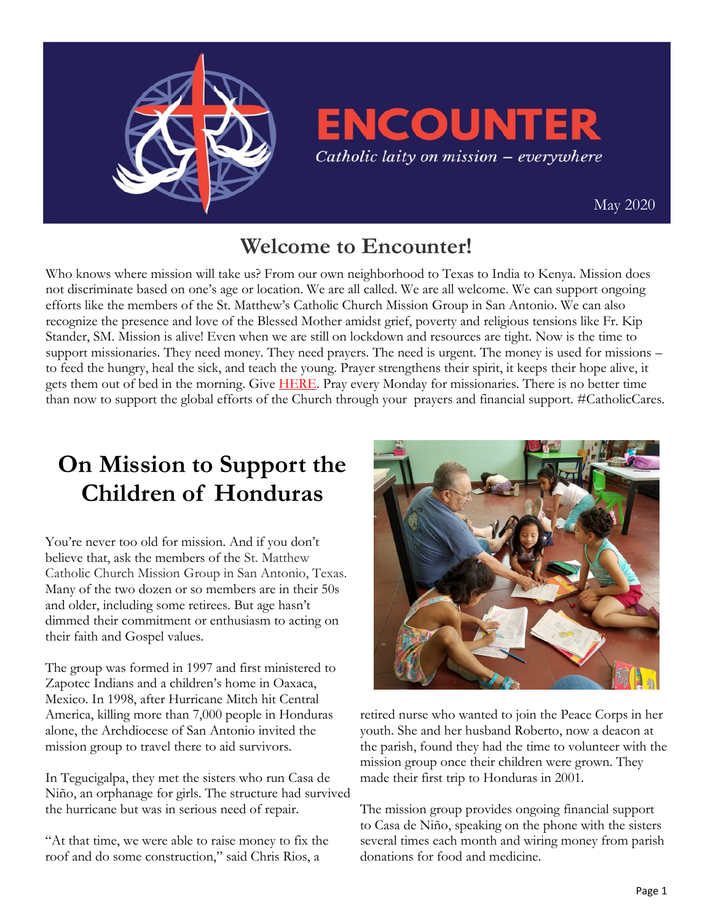# ENCOUNTER

*Catholic laity on mission – everywhere*

May 2020

## Welcome to Encounter!

Who knows where mission will take us? From our own neighborhood to Texas to India to Kenya. Mission does not discriminate based on one's age or location. We are all called. We are all welcome. We can support ongoing efforts like the members of the St. Matthew's Catholic Church Mission Group in San Antonio. We can also recognize the presence and love of the Blessed Mother amidst grief, poverty and religious tensions like Fr. Kip Stander, SM. Mission is alive! Even when we are still on lockdown and resources are tight. Now is the time to support missionaries. They need money. They need prayers. The need is urgent. The money is used for missions – to feed the hungry, heal the sick, and teach the young. Prayer strengthens their spirit, it keeps their hope alive, it gets them out of bed in the morning. Give HERE. Pray every Monday for missionaries. There is no better time than now to support the global efforts of the Church through your prayers and financial support. #CatholicCares.

# On Mission to Support the Children of Honduras

You're never too old for mission. And if you don't believe that, ask the members of the St. Matthew Catholic Church Mission Group in San Antonio, Texas. Many of the two dozen or so members are in their 50s and older, including some retirees. But age hasn't dimmed their commitment or enthusiasm to acting on their faith and Gospel values.

The group was formed in 1997 and first ministered to Zapotec Indians and a children's home in Oaxaca, Mexico. In 1998, after Hurricane Mitch hit Central America, killing more than 7,000 people in Honduras alone, the Archdiocese of San Antonio invited the mission group to travel there to aid survivors.

In Tegucigalpa, they met the sisters who run Casa de Niño, an orphanage for girls. The structure had survived the hurricane but was in serious need of repair.

"At that time, we were able to raise money to fix the roof and do some construction," said Chris Rios, a retired nurse who wanted to join the Peace Corps in her youth. She and her husband Roberto, now a deacon at the parish, found they had the time to volunteer with the mission group once their children were grown. They made their first trip to Honduras in 2001.

The mission group provides ongoing financial support to Casa de Niño, speaking on the phone with the sisters several times each month and wiring money from parish donations for food and medicine.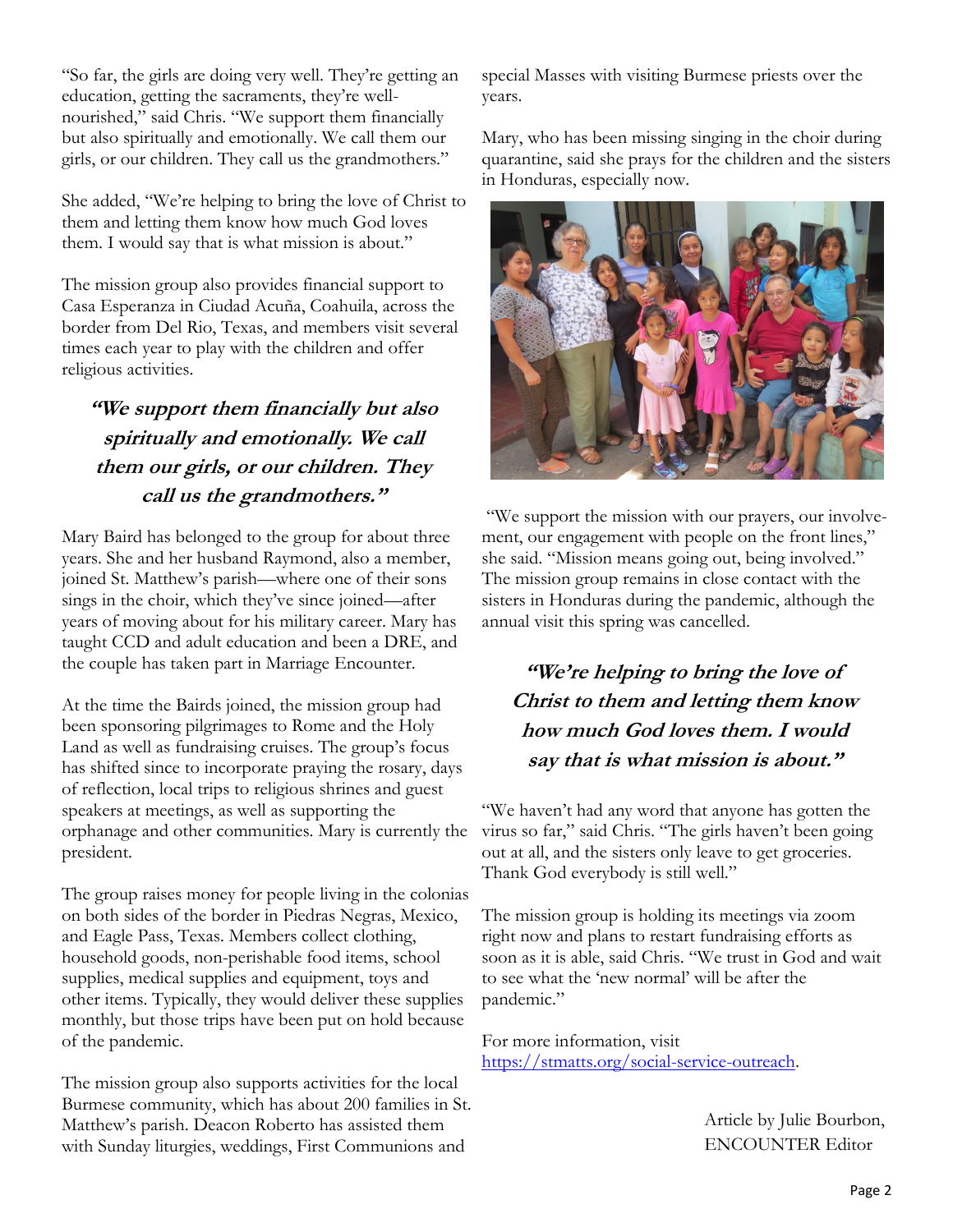"So far, the girls are doing very well. They're getting an education, getting the sacraments, they're well-nourished," said Chris. "We support them financially but also spiritually and emotionally. We call them our girls, or our children. They call us the grandmothers."

She added, "We're helping to bring the love of Christ to them and letting them know how much God loves them. I would say that is what mission is about."

The mission group also provides financial support to Casa Esperanza in Ciudad Acuña, Coahuila, across the border from Del Rio, Texas, and members visit several times each year to play with the children and offer religious activities.

> ***"We support them financially but also spiritually and emotionally. We call them our girls, or our children. They call us the grandmothers."***

Mary Baird has belonged to the group for about three years. She and her husband Raymond, also a member, joined St. Matthew's parish—where one of their sons sings in the choir, which they've since joined—after years of moving about for his military career. Mary has taught CCD and adult education and been a DRE, and the couple has taken part in Marriage Encounter.

At the time the Bairds joined, the mission group had been sponsoring pilgrimages to Rome and the Holy Land as well as fundraising cruises. The group's focus has shifted since to incorporate praying the rosary, days of reflection, local trips to religious shrines and guest speakers at meetings, as well as supporting the orphanage and other communities. Mary is currently the president.

The group raises money for people living in the colonias on both sides of the border in Piedras Negras, Mexico, and Eagle Pass, Texas. Members collect clothing, household goods, non-perishable food items, school supplies, medical supplies and equipment, toys and other items. Typically, they would deliver these supplies monthly, but those trips have been put on hold because of the pandemic.

The mission group also supports activities for the local Burmese community, which has about 200 families in St. Matthew's parish. Deacon Roberto has assisted them with Sunday liturgies, weddings, First Communions and special Masses with visiting Burmese priests over the years.

Mary, who has been missing singing in the choir during quarantine, said she prays for the children and the sisters in Honduras, especially now.

"We support the mission with our prayers, our involvement, our engagement with people on the front lines," she said. "Mission means going out, being involved." The mission group remains in close contact with the sisters in Honduras during the pandemic, although the annual visit this spring was cancelled.

> ***"We're helping to bring the love of Christ to them and letting them know how much God loves them. I would say that is what mission is about."***

"We haven't had any word that anyone has gotten the virus so far," said Chris. "The girls haven't been going out at all, and the sisters only leave to get groceries. Thank God everybody is still well."

The mission group is holding its meetings via zoom right now and plans to restart fundraising efforts as soon as it is able, said Chris. "We trust in God and wait to see what the 'new normal' will be after the pandemic."

For more information, visit [https://stmatts.org/social-service-outreach](https://stmatts.org/social-service-outreach).

Article by Julie Bourbon,
ENCOUNTER Editor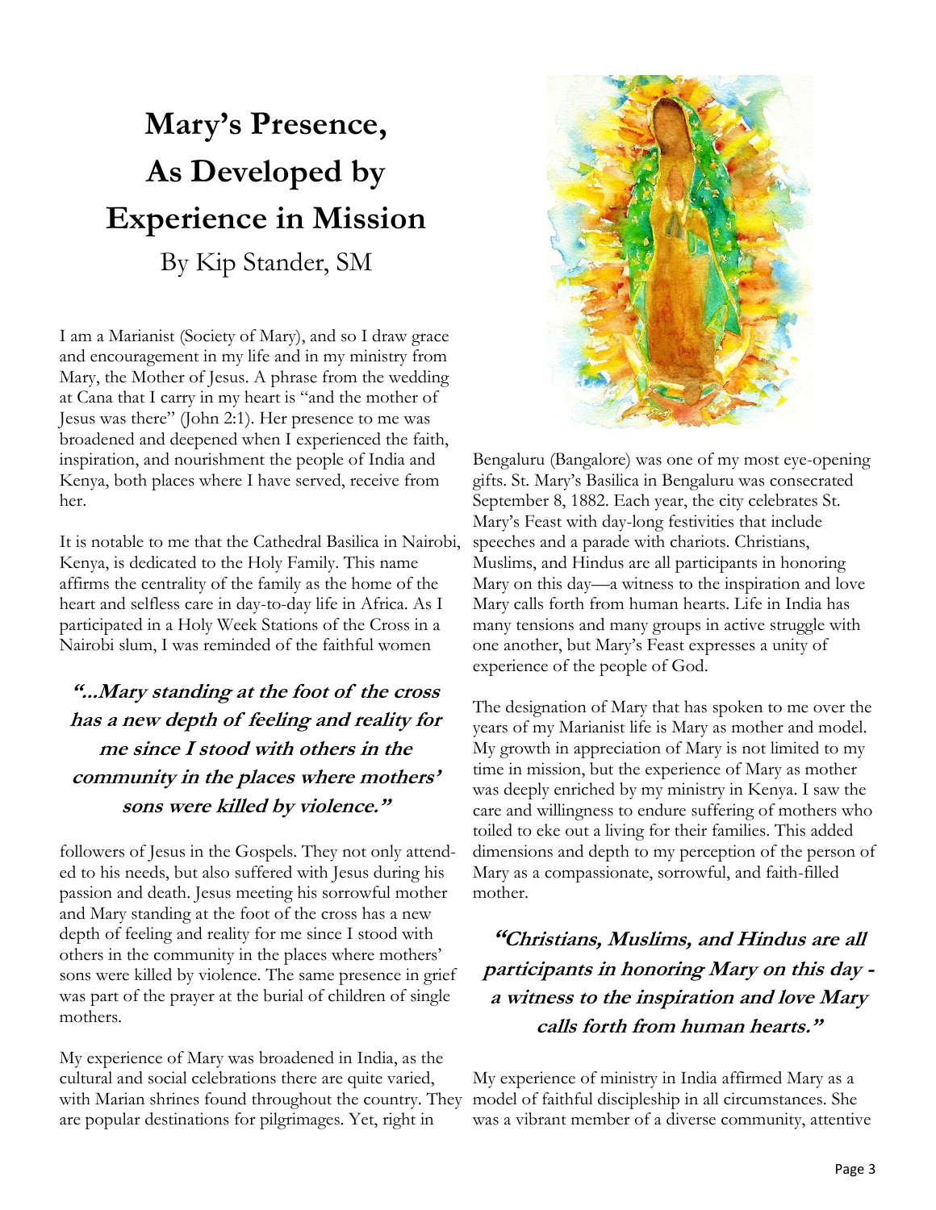# Mary's Presence, As Developed by Experience in Mission

By Kip Stander, SM

I am a Marianist (Society of Mary), and so I draw grace and encouragement in my life and in my ministry from Mary, the Mother of Jesus. A phrase from the wedding at Cana that I carry in my heart is "and the mother of Jesus was there" (John 2:1). Her presence to me was broadened and deepened when I experienced the faith, inspiration, and nourishment the people of India and Kenya, both places where I have served, receive from her.

It is notable to me that the Cathedral Basilica in Nairobi, Kenya, is dedicated to the Holy Family. This name affirms the centrality of the family as the home of the heart and selfless care in day-to-day life in Africa. As I participated in a Holy Week Stations of the Cross in a Nairobi slum, I was reminded of the faithful women followers of Jesus in the Gospels. They not only attended to his needs, but also suffered with Jesus during his passion and death. Jesus meeting his sorrowful mother and Mary standing at the foot of the cross has a new depth of feeling and reality for me since I stood with others in the community in the places where mothers' sons were killed by violence. The same presence in grief was part of the prayer at the burial of children of single mothers.

> ***"...Mary standing at the foot of the cross has a new depth of feeling and reality for me since I stood with others in the community in the places where mothers' sons were killed by violence."***

My experience of Mary was broadened in India, as the cultural and social celebrations there are quite varied, with Marian shrines found throughout the country. They are popular destinations for pilgrimages. Yet, right in Bengaluru (Bangalore) was one of my most eye-opening gifts. St. Mary's Basilica in Bengaluru was consecrated September 8, 1882. Each year, the city celebrates St. Mary's Feast with day-long festivities that include speeches and a parade with chariots. Christians, Muslims, and Hindus are all participants in honoring Mary on this day—a witness to the inspiration and love Mary calls forth from human hearts. Life in India has many tensions and many groups in active struggle with one another, but Mary's Feast expresses a unity of experience of the people of God.

The designation of Mary that has spoken to me over the years of my Marianist life is Mary as mother and model. My growth in appreciation of Mary is not limited to my time in mission, but the experience of Mary as mother was deeply enriched by my ministry in Kenya. I saw the care and willingness to endure suffering of mothers who toiled to eke out a living for their families. This added dimensions and depth to my perception of the person of Mary as a compassionate, sorrowful, and faith-filled mother.

> ***"Christians, Muslims, and Hindus are all participants in honoring Mary on this day - a witness to the inspiration and love Mary calls forth from human hearts."***

My experience of ministry in India affirmed Mary as a model of faithful discipleship in all circumstances. She was a vibrant member of a diverse community, attentive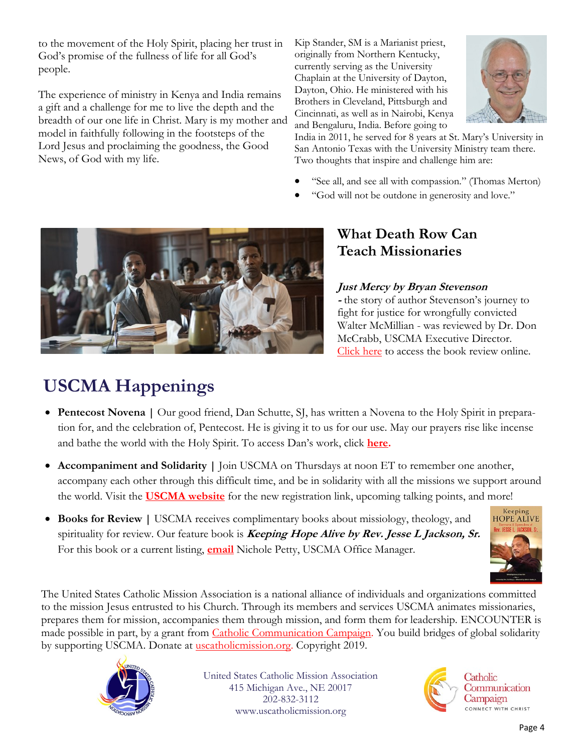to the movement of the Holy Spirit, placing her trust in God's promise of the fullness of life for all God's people.

The experience of ministry in Kenya and India remains a gift and a challenge for me to live the depth and the breadth of our one life in Christ. Mary is my mother and model in faithfully following in the footsteps of the Lord Jesus and proclaiming the goodness, the Good News, of God with my life.

Kip Stander, SM is a Marianist priest, originally from Northern Kentucky, currently serving as the University Chaplain at the University of Dayton, Dayton, Ohio. He ministered with his Brothers in Cleveland, Pittsburgh and Cincinnati, as well as in Nairobi, Kenya and Bengaluru, India. Before going to India in 2011, he served for 8 years at St. Mary's University in San Antonio Texas with the University Ministry team there. Two thoughts that inspire and challenge him are:

- "See all, and see all with compassion." (Thomas Merton)
- "God will not be outdone in generosity and love."

## What Death Row Can Teach Missionaries

***Just Mercy by Bryan Stevenson***
**-** the story of author Stevenson's journey to fight for justice for wrongfully convicted Walter McMillian - was reviewed by Dr. Don McCrabb, USCMA Executive Director. Click here to access the book review online.

# USCMA Happenings

- **Pentecost Novena |** Our good friend, Dan Schutte, SJ, has written a Novena to the Holy Spirit in preparation for, and the celebration of, Pentecost. He is giving it to us for our use. May our prayers rise like incense and bathe the world with the Holy Spirit. To access Dan's work, click **here.**
- **Accompaniment and Solidarity |** Join USCMA on Thursdays at noon ET to remember one another, accompany each other through this difficult time, and be in solidarity with all the missions we support around the world. Visit the **USCMA website** for the new registration link, upcoming talking points, and more!
- **Books for Review |** USCMA receives complimentary books about missiology, theology, and spirituality for review. Our feature book is ***Keeping Hope Alive by Rev. Jesse L Jackson, Sr.*** For this book or a current listing, **email** Nichole Petty, USCMA Office Manager.

The United States Catholic Mission Association is a national alliance of individuals and organizations committed to the mission Jesus entrusted to his Church. Through its members and services USCMA animates missionaries, prepares them for mission, accompanies them through mission, and form them for leadership. ENCOUNTER is made possible in part, by a grant from Catholic Communication Campaign. You build bridges of global solidarity by supporting USCMA. Donate at uscatholicmission.org. Copyright 2019.

United States Catholic Mission Association
415 Michigan Ave., NE 20017
202-832-3112
www.uscatholicmission.org